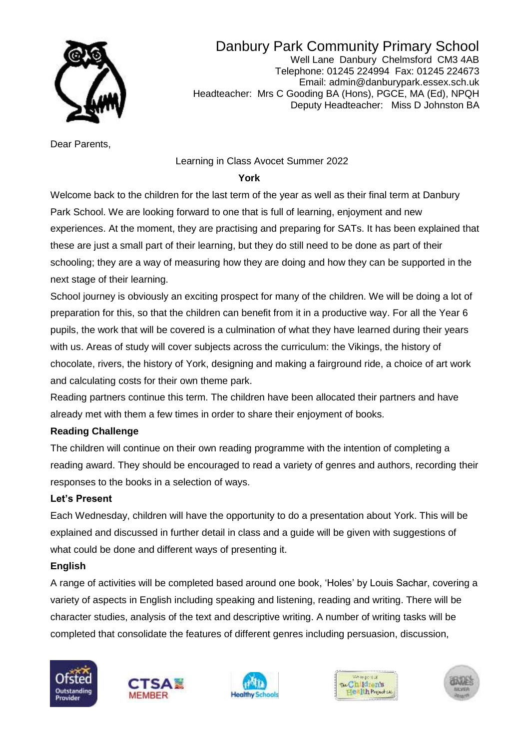# Danbury Park Community Primary School

Well Lane Danbury Chelmsford CM3 4AB
Telephone: 01245 224994 Fax: 01245 224673
Email: admin@danburypark.essex.sch.uk
Headteacher: Mrs C Gooding BA (Hons), PGCE, MA (Ed), NPQH
Deputy Headteacher: Miss D Johnston BA

Dear Parents,

Learning in Class Avocet Summer 2022

**York**

Welcome back to the children for the last term of the year as well as their final term at Danbury Park School. We are looking forward to one that is full of learning, enjoyment and new experiences. At the moment, they are practising and preparing for SATs. It has been explained that these are just a small part of their learning, but they do still need to be done as part of their schooling; they are a way of measuring how they are doing and how they can be supported in the next stage of their learning.

School journey is obviously an exciting prospect for many of the children. We will be doing a lot of preparation for this, so that the children can benefit from it in a productive way. For all the Year 6 pupils, the work that will be covered is a culmination of what they have learned during their years with us. Areas of study will cover subjects across the curriculum: the Vikings, the history of chocolate, rivers, the history of York, designing and making a fairground ride, a choice of art work and calculating costs for their own theme park.

Reading partners continue this term. The children have been allocated their partners and have already met with them a few times in order to share their enjoyment of books.

**Reading Challenge**

The children will continue on their own reading programme with the intention of completing a reading award. They should be encouraged to read a variety of genres and authors, recording their responses to the books in a selection of ways.

**Let's Present**

Each Wednesday, children will have the opportunity to do a presentation about York. This will be explained and discussed in further detail in class and a guide will be given with suggestions of what could be done and different ways of presenting it.

**English**

A range of activities will be completed based around one book, 'Holes' by Louis Sachar, covering a variety of aspects in English including speaking and listening, reading and writing. There will be character studies, analysis of the text and descriptive writing. A number of writing tasks will be completed that consolidate the features of different genres including persuasion, discussion,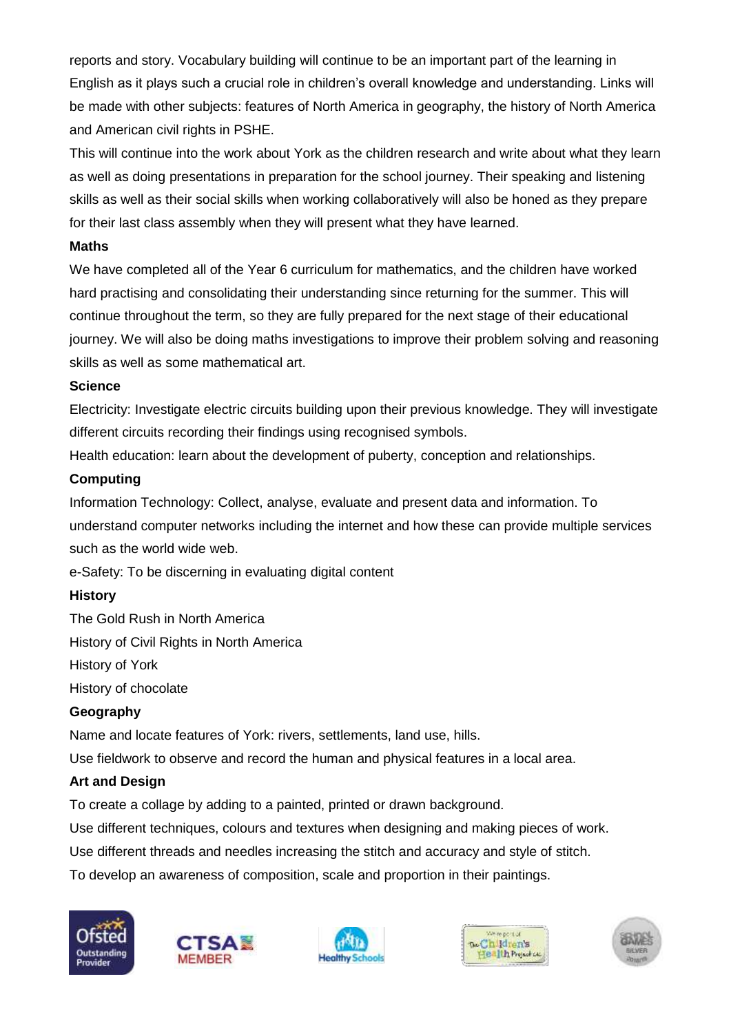reports and story. Vocabulary building will continue to be an important part of the learning in English as it plays such a crucial role in children's overall knowledge and understanding. Links will be made with other subjects: features of North America in geography, the history of North America and American civil rights in PSHE.

This will continue into the work about York as the children research and write about what they learn as well as doing presentations in preparation for the school journey. Their speaking and listening skills as well as their social skills when working collaboratively will also be honed as they prepare for their last class assembly when they will present what they have learned.

**Maths**

We have completed all of the Year 6 curriculum for mathematics, and the children have worked hard practising and consolidating their understanding since returning for the summer. This will continue throughout the term, so they are fully prepared for the next stage of their educational journey. We will also be doing maths investigations to improve their problem solving and reasoning skills as well as some mathematical art.

**Science**

Electricity: Investigate electric circuits building upon their previous knowledge. They will investigate different circuits recording their findings using recognised symbols.

Health education: learn about the development of puberty, conception and relationships.

**Computing**

Information Technology: Collect, analyse, evaluate and present data and information. To understand computer networks including the internet and how these can provide multiple services such as the world wide web.

e-Safety: To be discerning in evaluating digital content

**History**

The Gold Rush in North America

History of Civil Rights in North America

History of York

History of chocolate

**Geography**

Name and locate features of York: rivers, settlements, land use, hills.

Use fieldwork to observe and record the human and physical features in a local area.

**Art and Design**

To create a collage by adding to a painted, printed or drawn background.

Use different techniques, colours and textures when designing and making pieces of work.

Use different threads and needles increasing the stitch and accuracy and style of stitch.

To develop an awareness of composition, scale and proportion in their paintings.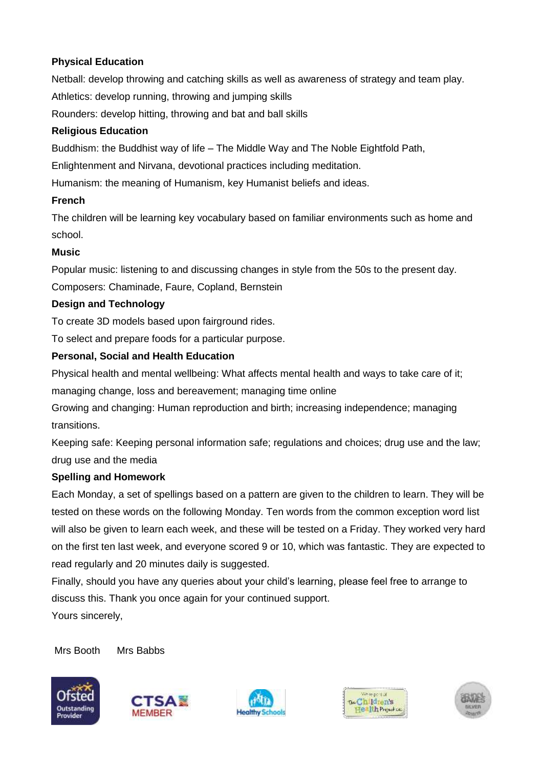**Physical Education**

Netball: develop throwing and catching skills as well as awareness of strategy and team play.

Athletics: develop running, throwing and jumping skills

Rounders: develop hitting, throwing and bat and ball skills

**Religious Education**

Buddhism: the Buddhist way of life – The Middle Way and The Noble Eightfold Path, Enlightenment and Nirvana, devotional practices including meditation.

Humanism: the meaning of Humanism, key Humanist beliefs and ideas.

**French**

The children will be learning key vocabulary based on familiar environments such as home and school.

**Music**

Popular music: listening to and discussing changes in style from the 50s to the present day.

Composers: Chaminade, Faure, Copland, Bernstein

**Design and Technology**

To create 3D models based upon fairground rides.

To select and prepare foods for a particular purpose.

**Personal, Social and Health Education**

Physical health and mental wellbeing: What affects mental health and ways to take care of it; managing change, loss and bereavement; managing time online

Growing and changing: Human reproduction and birth; increasing independence; managing transitions.

Keeping safe: Keeping personal information safe; regulations and choices; drug use and the law; drug use and the media

**Spelling and Homework**

Each Monday, a set of spellings based on a pattern are given to the children to learn. They will be tested on these words on the following Monday. Ten words from the common exception word list will also be given to learn each week, and these will be tested on a Friday. They worked very hard on the first ten last week, and everyone scored 9 or 10, which was fantastic. They are expected to read regularly and 20 minutes daily is suggested.

Finally, should you have any queries about your child's learning, please feel free to arrange to discuss this. Thank you once again for your continued support.

Yours sincerely,

Mrs Booth Mrs Babbs